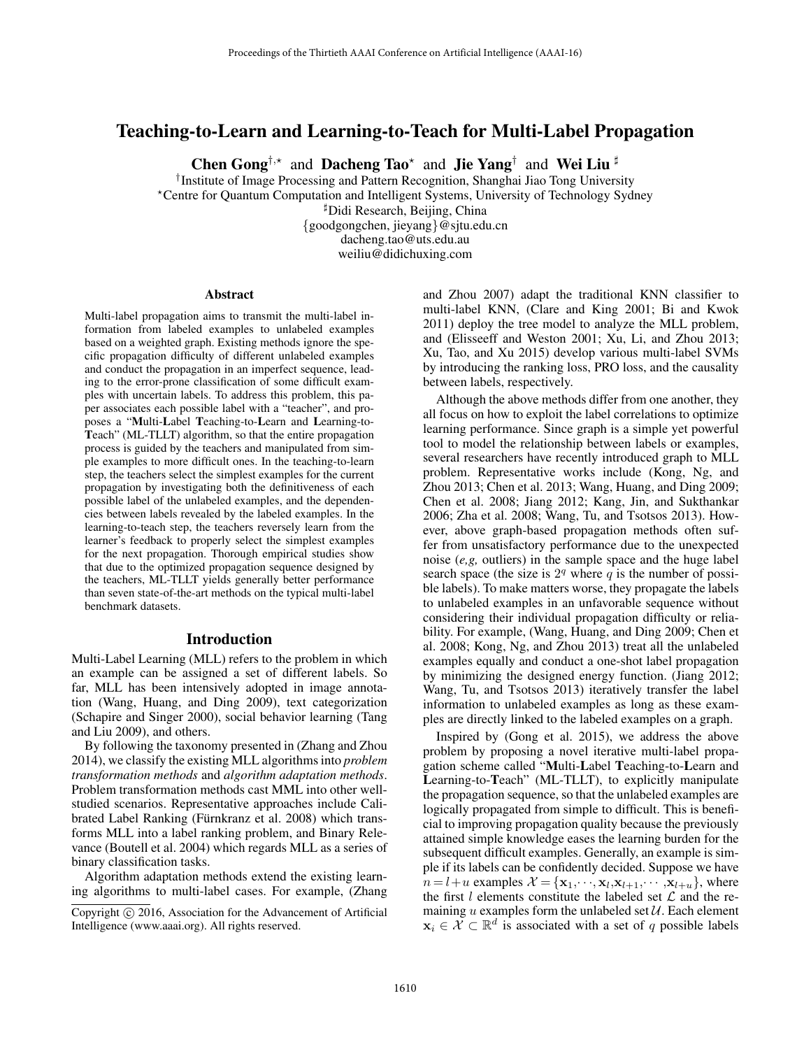# Teaching-to-Learn and Learning-to-Teach for Multi-Label Propagation

**Chen Gong**[†,⋆] and **Dacheng Tao**[⋆] and **Jie Yang**[†] and **Wei Liu**[♯]

[†]Institute of Image Processing and Pattern Recognition, Shanghai Jiao Tong University
[⋆]Centre for Quantum Computation and Intelligent Systems, University of Technology Sydney
[♯]Didi Research, Beijing, China
{goodgongchen, jieyang}@sjtu.edu.cn
dacheng.tao@uts.edu.au
weiliu@didichuxing.com

## Abstract

Multi-label propagation aims to transmit the multi-label information from labeled examples to unlabeled examples based on a weighted graph. Existing methods ignore the specific propagation difficulty of different unlabeled examples and conduct the propagation in an imperfect sequence, leading to the error-prone classification of some difficult examples with uncertain labels. To address this problem, this paper associates each possible label with a "teacher", and proposes a "**M**ulti-**L**abel **T**eaching-to-**L**earn and **L**earning-to-**T**each" (ML-TLLT) algorithm, so that the entire propagation process is guided by the teachers and manipulated from simple examples to more difficult ones. In the teaching-to-learn step, the teachers select the simplest examples for the current propagation by investigating both the definitiveness of each possible label of the unlabeled examples, and the dependencies between labels revealed by the labeled examples. In the learning-to-teach step, the teachers reversely learn from the learner's feedback to properly select the simplest examples for the next propagation. Thorough empirical studies show that due to the optimized propagation sequence designed by the teachers, ML-TLLT yields generally better performance than seven state-of-the-art methods on the typical multi-label benchmark datasets.

## Introduction

Multi-Label Learning (MLL) refers to the problem in which an example can be assigned a set of different labels. So far, MLL has been intensively adopted in image annotation (Wang, Huang, and Ding 2009), text categorization (Schapire and Singer 2000), social behavior learning (Tang and Liu 2009), and others.

By following the taxonomy presented in (Zhang and Zhou 2014), we classify the existing MLL algorithms into *problem transformation methods* and *algorithm adaptation methods*. Problem transformation methods cast MML into other well-studied scenarios. Representative approaches include Calibrated Label Ranking (Fürnkranz et al. 2008) which transforms MLL into a label ranking problem, and Binary Relevance (Boutell et al. 2004) which regards MLL as a series of binary classification tasks.

Algorithm adaptation methods extend the existing learning algorithms to multi-label cases. For example, (Zhang and Zhou 2007) adapt the traditional KNN classifier to multi-label KNN, (Clare and King 2001; Bi and Kwok 2011) deploy the tree model to analyze the MLL problem, and (Elisseeff and Weston 2001; Xu, Li, and Zhou 2013; Xu, Tao, and Xu 2015) develop various multi-label SVMs by introducing the ranking loss, PRO loss, and the causality between labels, respectively.

Although the above methods differ from one another, they all focus on how to exploit the label correlations to optimize learning performance. Since graph is a simple yet powerful tool to model the relationship between labels or examples, several researchers have recently introduced graph to MLL problem. Representative works include (Kong, Ng, and Zhou 2013; Chen et al. 2013; Wang, Huang, and Ding 2009; Chen et al. 2008; Jiang 2012; Kang, Jin, and Sukthankar 2006; Zha et al. 2008; Wang, Tu, and Tsotsos 2013). However, above graph-based propagation methods often suffer from unsatisfactory performance due to the unexpected noise (*e,g,* outliers) in the sample space and the huge label search space (the size is $2^q$ where $q$ is the number of possible labels). To make matters worse, they propagate the labels to unlabeled examples in an unfavorable sequence without considering their individual propagation difficulty or reliability. For example, (Wang, Huang, and Ding 2009; Chen et al. 2008; Kong, Ng, and Zhou 2013) treat all the unlabeled examples equally and conduct a one-shot label propagation by minimizing the designed energy function. (Jiang 2012; Wang, Tu, and Tsotsos 2013) iteratively transfer the label information to unlabeled examples as long as these examples are directly linked to the labeled examples on a graph.

Inspired by (Gong et al. 2015), we address the above problem by proposing a novel iterative multi-label propagation scheme called "**M**ulti-**L**abel **T**eaching-to-**L**earn and **L**earning-to-**T**each" (ML-TLLT), to explicitly manipulate the propagation sequence, so that the unlabeled examples are logically propagated from simple to difficult. This is beneficial to improving propagation quality because the previously attained simple knowledge eases the learning burden for the subsequent difficult examples. Generally, an example is simple if its labels can be confidently decided. Suppose we have $n = l + u$ examples $\mathcal{X} = \{\mathbf{x}_1, \cdots, \mathbf{x}_l, \mathbf{x}_{l+1}, \cdots, \mathbf{x}_{l+u}\}$, where the first $l$ elements constitute the labeled set $\mathcal{L}$ and the remaining $u$ examples form the unlabeled set $\mathcal{U}$. Each element $\mathbf{x}_i \in \mathcal{X} \subset \mathbb{R}^d$ is associated with a set of $q$ possible labels

Copyright © 2016, Association for the Advancement of Artificial Intelligence (www.aaai.org). All rights reserved.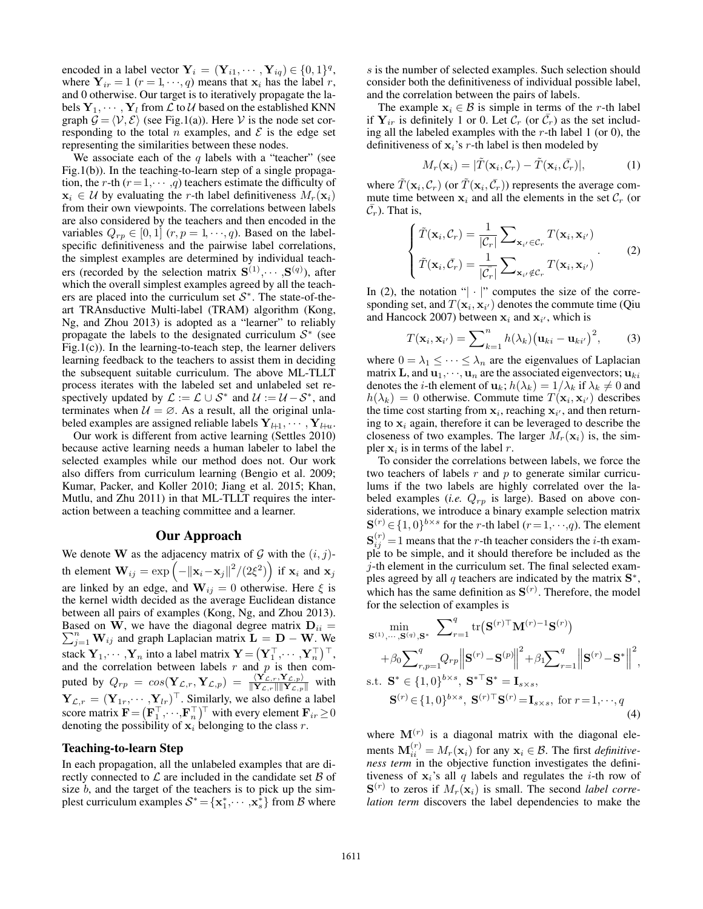encoded in a label vector $\mathbf{Y}_i = (\mathbf{Y}_{i1}, \cdots, \mathbf{Y}_{iq}) \in \{0,1\}^q$, where $\mathbf{Y}_{ir} = 1$ ($r = 1, \cdots, q$) means that $\mathbf{x}_i$ has the label $r$, and 0 otherwise. Our target is to iteratively propagate the labels $\mathbf{Y}_1, \cdots, \mathbf{Y}_l$ from $\mathcal{L}$ to $\mathcal{U}$ based on the established KNN graph $\mathcal{G} = \langle \mathcal{V}, \mathcal{E} \rangle$ (see Fig.1(a)). Here $\mathcal{V}$ is the node set corresponding to the total $n$ examples, and $\mathcal{E}$ is the edge set representing the similarities between these nodes.

We associate each of the $q$ labels with a "teacher" (see Fig.1(b)). In the teaching-to-learn step of a single propagation, the $r$-th ($r = 1, \cdots, q$) teachers estimate the difficulty of $\mathbf{x}_i \in \mathcal{U}$ by evaluating the $r$-th label definitiveness $M_r(\mathbf{x}_i)$ from their own viewpoints. The correlations between labels are also considered by the teachers and then encoded in the variables $Q_{rp} \in [0,1]$ ($r, p = 1, \cdots, q$). Based on the label-specific definitiveness and the pairwise label correlations, the simplest examples are determined by individual teachers (recorded by the selection matrix $\mathbf{S}^{(1)}, \cdots, \mathbf{S}^{(q)}$), after which the overall simplest examples agreed by all the teachers are placed into the curriculum set $\mathcal{S}^*$. The state-of-the-art TRAnsductive Multi-label (TRAM) algorithm (Kong, Ng, and Zhou 2013) is adopted as a "learner" to reliably propagate the labels to the designated curriculum $\mathcal{S}^*$ (see Fig.1(c)). In the learning-to-teach step, the learner delivers learning feedback to the teachers to assist them in deciding the subsequent suitable curriculum. The above ML-TLLT process iterates with the labeled set and unlabeled set respectively updated by $\mathcal{L} := \mathcal{L} \cup \mathcal{S}^*$ and $\mathcal{U} := \mathcal{U} - \mathcal{S}^*$, and terminates when $\mathcal{U} = \varnothing$. As a result, all the original unlabeled examples are assigned reliable labels $\mathbf{Y}_{l+1}, \cdots, \mathbf{Y}_{l+u}$.

Our work is different from active learning (Settles 2010) because active learning needs a human labeler to label the selected examples while our method does not. Our work also differs from curriculum learning (Bengio et al. 2009; Kumar, Packer, and Koller 2010; Jiang et al. 2015; Khan, Mutlu, and Zhu 2011) in that ML-TLLT requires the interaction between a teaching committee and a learner.

## Our Approach

We denote $\mathbf{W}$ as the adjacency matrix of $\mathcal{G}$ with the $(i,j)$-th element $\mathbf{W}_{ij} = \exp\left(-\|\mathbf{x}_i - \mathbf{x}_j\|^2/(2\xi^2)\right)$ if $\mathbf{x}_i$ and $\mathbf{x}_j$ are linked by an edge, and $\mathbf{W}_{ij} = 0$ otherwise. Here $\xi$ is the kernel width decided as the average Euclidean distance between all pairs of examples (Kong, Ng, and Zhou 2013). Based on $\mathbf{W}$, we have the diagonal degree matrix $\mathbf{D}_{ii} = \sum_{j=1}^{n} \mathbf{W}_{ij}$ and graph Laplacian matrix $\mathbf{L} = \mathbf{D} - \mathbf{W}$. We stack $\mathbf{Y}_1, \cdots, \mathbf{Y}_n$ into a label matrix $\mathbf{Y} = \left(\mathbf{Y}_1^\top, \cdots, \mathbf{Y}_n^\top\right)^\top$, and the correlation between labels $r$ and $p$ is then computed by $Q_{rp} = cos(\mathbf{Y}_{\mathcal{L},r}, \mathbf{Y}_{\mathcal{L},p}) = \frac{\langle \mathbf{Y}_{\mathcal{L},r}, \mathbf{Y}_{\mathcal{L},p} \rangle}{\|\mathbf{Y}_{\mathcal{L},r}\| \|\mathbf{Y}_{\mathcal{L},p}\|}$ with $\mathbf{Y}_{\mathcal{L},r} = (\mathbf{Y}_{1r}, \cdots, \mathbf{Y}_{lr})^\top$. Similarly, we also define a label score matrix $\mathbf{F} = \left(\mathbf{F}_1^\top, \cdots, \mathbf{F}_n^\top\right)^\top$ with every element $\mathbf{F}_{ir} \geq 0$ denoting the possibility of $\mathbf{x}_i$ belonging to the class $r$.

### Teaching-to-learn Step

In each propagation, all the unlabeled examples that are directly connected to $\mathcal{L}$ are included in the candidate set $\mathcal{B}$ of size $b$, and the target of the teachers is to pick up the simplest curriculum examples $\mathcal{S}^* = \{\mathbf{x}_1^*, \cdots, \mathbf{x}_s^*\}$ from $\mathcal{B}$ where $s$ is the number of selected examples. Such selection should consider both the definitiveness of individual possible label, and the correlation between the pairs of labels.

The example $\mathbf{x}_i \in \mathcal{B}$ is simple in terms of the $r$-th label if $\mathbf{Y}_{ir}$ is definitely 1 or 0. Let $\mathcal{C}_r$ (or $\bar{\mathcal{C}}_r$) as the set including all the labeled examples with the $r$-th label 1 (or 0), the definitiveness of $\mathbf{x}_i$'s $r$-th label is then modeled by

$$M_r(\mathbf{x}_i) = |\tilde{T}(\mathbf{x}_i, \mathcal{C}_r) - \tilde{T}(\mathbf{x}_i, \bar{\mathcal{C}}_r)|, \tag{1}$$

where $\tilde{T}(\mathbf{x}_i, \mathcal{C}_r)$ (or $\tilde{T}(\mathbf{x}_i, \bar{\mathcal{C}}_r)$) represents the average commute time between $\mathbf{x}_i$ and all the elements in the set $\mathcal{C}_r$ (or $\bar{\mathcal{C}}_r$). That is,

$$\begin{cases} \tilde{T}(\mathbf{x}_i, \mathcal{C}_r) = \dfrac{1}{|\mathcal{C}_r|} \sum_{\mathbf{x}_{i'} \in \mathcal{C}_r} T(\mathbf{x}_i, \mathbf{x}_{i'}) \\ \tilde{T}(\mathbf{x}_i, \bar{\mathcal{C}}_r) = \dfrac{1}{|\bar{\mathcal{C}}_r|} \sum_{\mathbf{x}_{i'} \notin \mathcal{C}_r} T(\mathbf{x}_i, \mathbf{x}_{i'}) \end{cases}. \tag{2}$$

In (2), the notation "$|\cdot|$" computes the size of the corresponding set, and $T(\mathbf{x}_i, \mathbf{x}_{i'})$ denotes the commute time (Qiu and Hancock 2007) between $\mathbf{x}_i$ and $\mathbf{x}_{i'}$, which is

$$T(\mathbf{x}_i, \mathbf{x}_{i'}) = \sum_{k=1}^{n} h(\lambda_k)\big(\mathbf{u}_{ki} - \mathbf{u}_{ki'}\big)^2, \tag{3}$$

where $0 = \lambda_1 \leq \cdots \leq \lambda_n$ are the eigenvalues of Laplacian matrix $\mathbf{L}$, and $\mathbf{u}_1, \cdots, \mathbf{u}_n$ are the associated eigenvectors; $\mathbf{u}_{ki}$ denotes the $i$-th element of $\mathbf{u}_k$; $h(\lambda_k) = 1/\lambda_k$ if $\lambda_k \neq 0$ and $h(\lambda_k) = 0$ otherwise. Commute time $T(\mathbf{x}_i, \mathbf{x}_{i'})$ describes the time cost starting from $\mathbf{x}_i$, reaching $\mathbf{x}_{i'}$, and then returning to $\mathbf{x}_i$ again, therefore it can be leveraged to describe the closeness of two examples. The larger $M_r(\mathbf{x}_i)$ is, the simpler $\mathbf{x}_i$ is in terms of the label $r$.

To consider the correlations between labels, we force the two teachers of labels $r$ and $p$ to generate similar curriculums if the two labels are highly correlated over the labeled examples (*i.e.* $Q_{rp}$ is large). Based on above considerations, we introduce a binary example selection matrix $\mathbf{S}^{(r)} \in \{1,0\}^{b \times s}$ for the $r$-th label ($r = 1, \cdots, q$). The element $\mathbf{S}_{ij}^{(r)} = 1$ means that the $r$-th teacher considers the $i$-th example to be simple, and it should therefore be included as the $j$-th element in the curriculum set. The final selected examples agreed by all $q$ teachers are indicated by the matrix $\mathbf{S}^*$, which has the same definition as $\mathbf{S}^{(r)}$. Therefore, the model for the selection of examples is

$$\begin{aligned} \min_{\mathbf{S}^{(1)}, \cdots, \mathbf{S}^{(q)}, \mathbf{S}^*} \ & \sum_{r=1}^{q} \mathrm{tr}\big(\mathbf{S}^{(r)\top} \mathbf{M}^{(r)-1} \mathbf{S}^{(r)}\big) \\ & + \beta_0 \sum_{r,p=1}^{q} Q_{rp} \left\| \mathbf{S}^{(r)} - \mathbf{S}^{(p)} \right\|^2 + \beta_1 \sum_{r=1}^{q} \left\| \mathbf{S}^{(r)} - \mathbf{S}^* \right\|^2, \\ \text{s.t.} \ & \mathbf{S}^* \in \{1,0\}^{b \times s}, \ \mathbf{S}^{*\top} \mathbf{S}^* = \mathbf{I}_{s \times s}, \\ & \mathbf{S}^{(r)} \in \{1,0\}^{b \times s}, \ \mathbf{S}^{(r)\top} \mathbf{S}^{(r)} = \mathbf{I}_{s \times s}, \ \text{for } r = 1, \cdots, q \end{aligned} \tag{4}$$

where $\mathbf{M}^{(r)}$ is a diagonal matrix with the diagonal elements $\mathbf{M}_{ii}^{(r)} = M_r(\mathbf{x}_i)$ for any $\mathbf{x}_i \in \mathcal{B}$. The first *definitiveness term* in the objective function investigates the definitiveness of $\mathbf{x}_i$'s all $q$ labels and regulates the $i$-th row of $\mathbf{S}^{(r)}$ to zeros if $M_r(\mathbf{x}_i)$ is small. The second *label correlation term* discovers the label dependencies to make the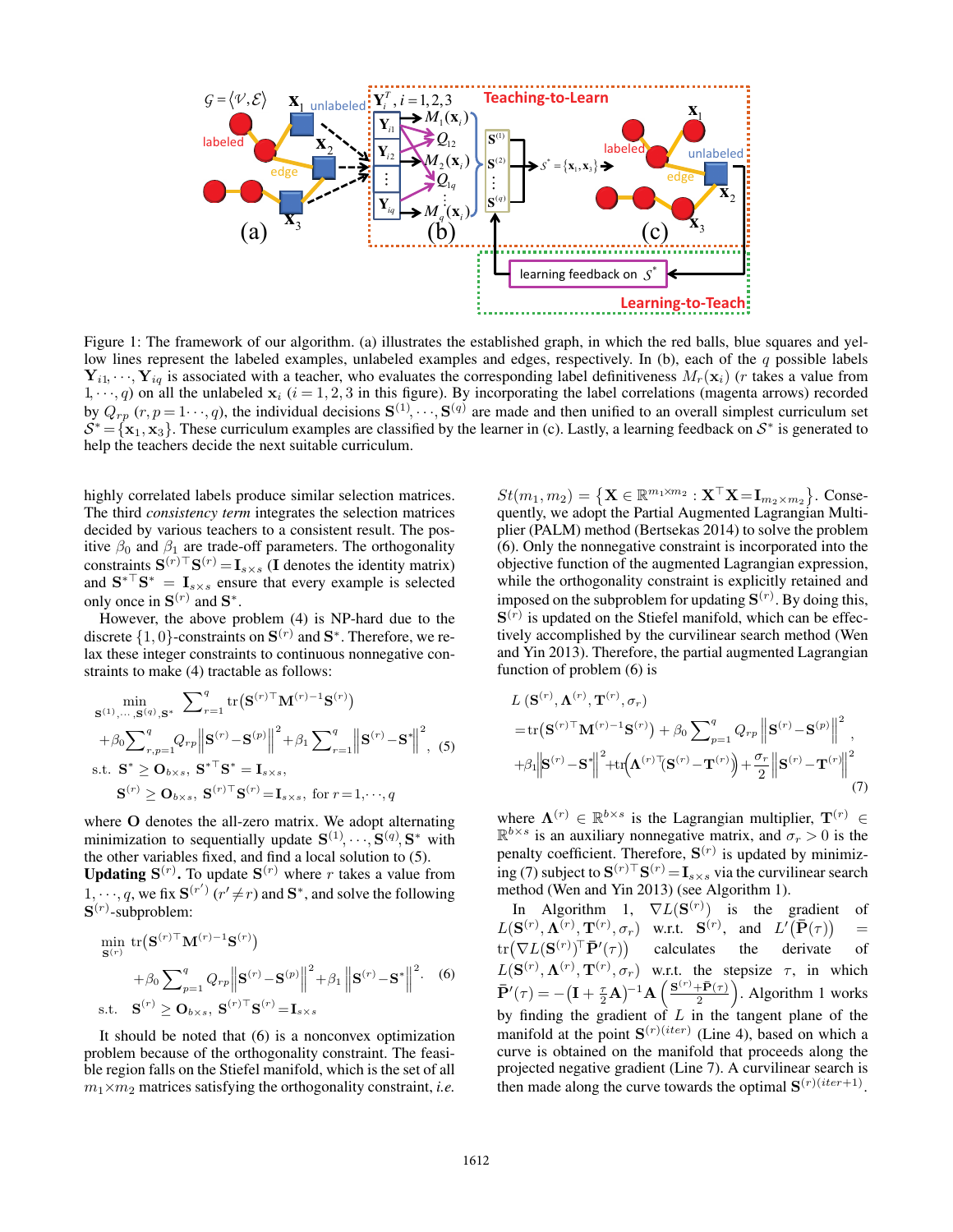Figure 1: The framework of our algorithm. (a) illustrates the established graph, in which the red balls, blue squares and yellow lines represent the labeled examples, unlabeled examples and edges, respectively. In (b), each of the $q$ possible labels $\mathbf{Y}_{i1}, \cdots, \mathbf{Y}_{iq}$ is associated with a teacher, who evaluates the corresponding label definitiveness $M_r(\mathbf{x}_i)$ ($r$ takes a value from $1, \cdots, q$) on all the unlabeled $\mathbf{x}_i$ ($i = 1, 2, 3$ in this figure). By incorporating the label correlations (magenta arrows) recorded by $Q_{rp}$ ($r, p = 1 \cdots, q$), the individual decisions $\mathbf{S}^{(1)}, \cdots, \mathbf{S}^{(q)}$ are made and then unified to an overall simplest curriculum set $\mathcal{S}^* = \{\mathbf{x}_1, \mathbf{x}_3\}$. These curriculum examples are classified by the learner in (c). Lastly, a learning feedback on $\mathcal{S}^*$ is generated to help the teachers decide the next suitable curriculum.

highly correlated labels produce similar selection matrices. The third *consistency term* integrates the selection matrices decided by various teachers to a consistent result. The positive $\beta_0$ and $\beta_1$ are trade-off parameters. The orthogonality constraints $\mathbf{S}^{(r)\top}\mathbf{S}^{(r)} = \mathbf{I}_{s\times s}$ ($\mathbf{I}$ denotes the identity matrix) and $\mathbf{S}^{*\top}\mathbf{S}^{*} = \mathbf{I}_{s\times s}$ ensure that every example is selected only once in $\mathbf{S}^{(r)}$ and $\mathbf{S}^*$.

However, the above problem (4) is NP-hard due to the discrete $\{1, 0\}$-constraints on $\mathbf{S}^{(r)}$ and $\mathbf{S}^*$. Therefore, we relax these integer constraints to continuous nonnegative constraints to make (4) tractable as follows:

$$
\begin{aligned}
\min_{\mathbf{S}^{(1)},\cdots,\mathbf{S}^{(q)},\mathbf{S}^*} & \sum\nolimits_{r=1}^{q} \mathrm{tr}\left(\mathbf{S}^{(r)\top}\mathbf{M}^{(r)-1}\mathbf{S}^{(r)}\right) \\
& + \beta_0 \sum\nolimits_{r,p=1}^{q} Q_{rp} \left\|\mathbf{S}^{(r)} - \mathbf{S}^{(p)}\right\|^2 + \beta_1 \sum\nolimits_{r=1}^{q} \left\|\mathbf{S}^{(r)} - \mathbf{S}^{*}\right\|^2, \quad (5) \\
\text{s.t.} \ & \mathbf{S}^{*} \geq \mathbf{O}_{b\times s}, \ \mathbf{S}^{*\top}\mathbf{S}^{*} = \mathbf{I}_{s\times s}, \\
& \mathbf{S}^{(r)} \geq \mathbf{O}_{b\times s}, \ \mathbf{S}^{(r)\top}\mathbf{S}^{(r)} = \mathbf{I}_{s\times s}, \ \text{for } r = 1, \cdots, q
\end{aligned}
$$

where $\mathbf{O}$ denotes the all-zero matrix. We adopt alternating minimization to sequentially update $\mathbf{S}^{(1)}, \cdots, \mathbf{S}^{(q)}, \mathbf{S}^*$ with the other variables fixed, and find a local solution to (5).

**Updating $\mathbf{S}^{(r)}$.** To update $\mathbf{S}^{(r)}$ where $r$ takes a value from $1, \cdots, q$, we fix $\mathbf{S}^{(r')}$ ($r' \neq r$) and $\mathbf{S}^*$, and solve the following $\mathbf{S}^{(r)}$-subproblem:

$$
\begin{aligned}
\min_{\mathbf{S}^{(r)}} \ & \mathrm{tr}\left(\mathbf{S}^{(r)\top}\mathbf{M}^{(r)-1}\mathbf{S}^{(r)}\right) \\
& + \beta_0 \sum\nolimits_{p=1}^{q} Q_{rp} \left\|\mathbf{S}^{(r)} - \mathbf{S}^{(p)}\right\|^2 + \beta_1 \left\|\mathbf{S}^{(r)} - \mathbf{S}^{*}\right\|^2. \quad (6) \\
\text{s.t.} \ & \mathbf{S}^{(r)} \geq \mathbf{O}_{b\times s}, \ \mathbf{S}^{(r)\top}\mathbf{S}^{(r)} = \mathbf{I}_{s\times s}
\end{aligned}
$$

It should be noted that (6) is a nonconvex optimization problem because of the orthogonality constraint. The feasible region falls on the Stiefel manifold, which is the set of all $m_1 \times m_2$ matrices satisfying the orthogonality constraint, *i.e.* $St(m_1, m_2) = \left\{\mathbf{X} \in \mathbb{R}^{m_1\times m_2} : \mathbf{X}^\top\mathbf{X} = \mathbf{I}_{m_2\times m_2}\right\}$. Consequently, we adopt the Partial Augmented Lagrangian Multiplier (PALM) method (Bertsekas 2014) to solve the problem (6). Only the nonnegative constraint is incorporated into the objective function of the augmented Lagrangian expression, while the orthogonality constraint is explicitly retained and imposed on the subproblem for updating $\mathbf{S}^{(r)}$. By doing this, $\mathbf{S}^{(r)}$ is updated on the Stiefel manifold, which can be effectively accomplished by the curvilinear search method (Wen and Yin 2013). Therefore, the partial augmented Lagrangian function of problem (6) is

$$
\begin{aligned}
& L\left(\mathbf{S}^{(r)}, \mathbf{\Lambda}^{(r)}, \mathbf{T}^{(r)}, \sigma_r\right) \\
& = \mathrm{tr}\left(\mathbf{S}^{(r)\top}\mathbf{M}^{(r)-1}\mathbf{S}^{(r)}\right) + \beta_0 \sum\nolimits_{p=1}^{q} Q_{rp} \left\|\mathbf{S}^{(r)} - \mathbf{S}^{(p)}\right\|^2, \\
& + \beta_1 \left\|\mathbf{S}^{(r)} - \mathbf{S}^{*}\right\|^2 + \mathrm{tr}\left(\mathbf{\Lambda}^{(r)\top}\left(\mathbf{S}^{(r)} - \mathbf{T}^{(r)}\right)\right) + \frac{\sigma_r}{2}\left\|\mathbf{S}^{(r)} - \mathbf{T}^{(r)}\right\|^2
\end{aligned}
\quad (7)
$$

where $\mathbf{\Lambda}^{(r)} \in \mathbb{R}^{b\times s}$ is the Lagrangian multiplier, $\mathbf{T}^{(r)} \in \mathbb{R}^{b\times s}$ is an auxiliary nonnegative matrix, and $\sigma_r > 0$ is the penalty coefficient. Therefore, $\mathbf{S}^{(r)}$ is updated by minimizing (7) subject to $\mathbf{S}^{(r)\top}\mathbf{S}^{(r)} = \mathbf{I}_{s\times s}$ via the curvilinear search method (Wen and Yin 2013) (see Algorithm 1).

In Algorithm 1, $\nabla L(\mathbf{S}^{(r)})$ is the gradient of $L(\mathbf{S}^{(r)}, \mathbf{\Lambda}^{(r)}, \mathbf{T}^{(r)}, \sigma_r)$ w.r.t. $\mathbf{S}^{(r)}$, and $L'\left(\bar{\mathbf{P}}(\tau)\right) = \mathrm{tr}\left(\nabla L(\mathbf{S}^{(r)})^\top \bar{\mathbf{P}}'(\tau)\right)$ calculates the derivate of $L(\mathbf{S}^{(r)}, \mathbf{\Lambda}^{(r)}, \mathbf{T}^{(r)}, \sigma_r)$ w.r.t. the stepsize $\tau$, in which $\bar{\mathbf{P}}'(\tau) = -\left(\mathbf{I} + \frac{\tau}{2}\mathbf{A}\right)^{-1}\mathbf{A}\left(\frac{\mathbf{S}^{(r)} + \bar{\mathbf{P}}(\tau)}{2}\right)$. Algorithm 1 works by finding the gradient of $L$ in the tangent plane of the manifold at the point $\mathbf{S}^{(r)(iter)}$ (Line 4), based on which a curve is obtained on the manifold that proceeds along the projected negative gradient (Line 7). A curvilinear search is then made along the curve towards the optimal $\mathbf{S}^{(r)(iter+1)}$.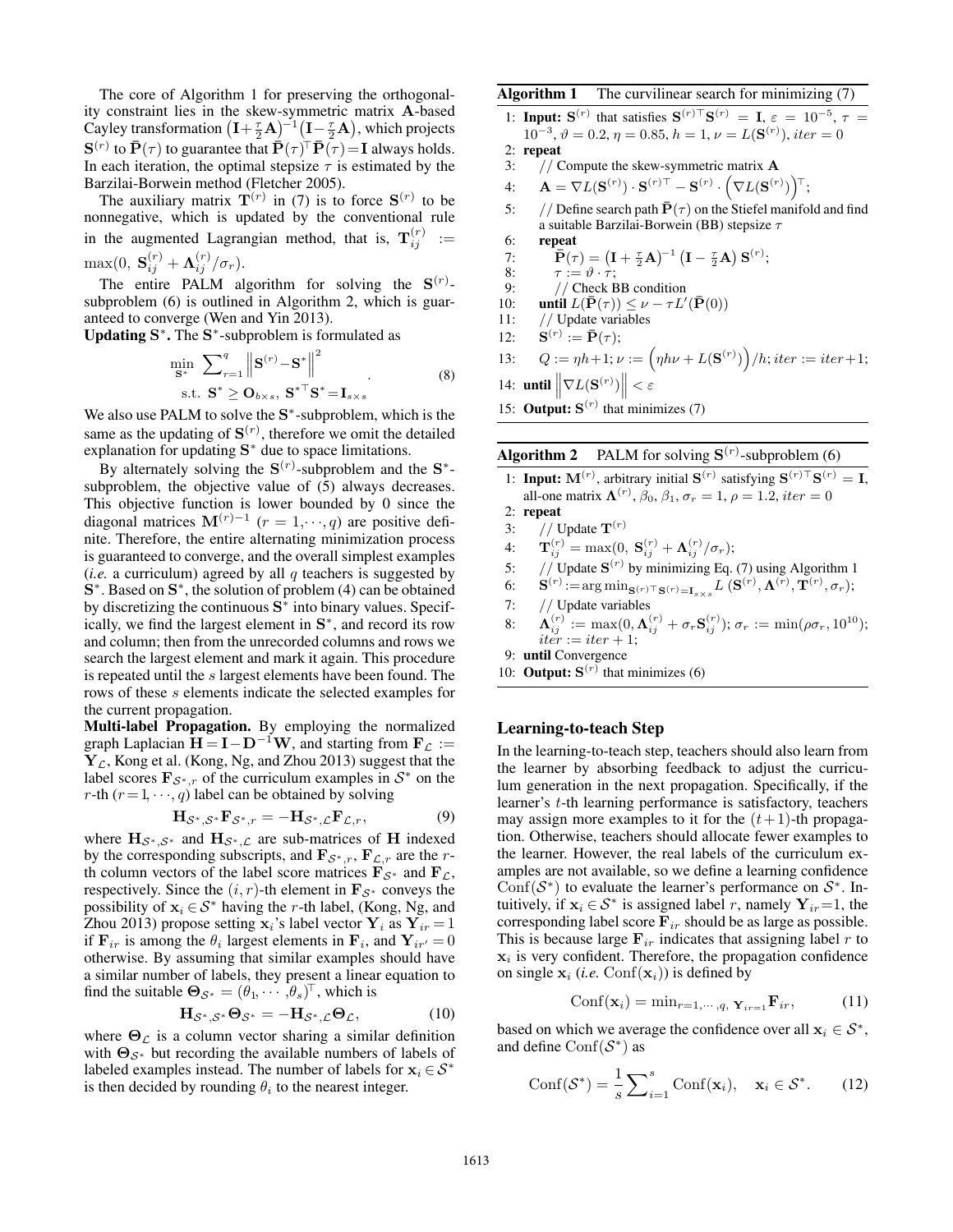The core of Algorithm 1 for preserving the orthogonality constraint lies in the skew-symmetric matrix $\mathbf{A}$-based Cayley transformation $\left(\mathbf{I}+\frac{\tau}{2}\mathbf{A}\right)^{-1}\left(\mathbf{I}-\frac{\tau}{2}\mathbf{A}\right)$, which projects $\mathbf{S}^{(r)}$ to $\bar{\mathbf{P}}(\tau)$ to guarantee that $\bar{\mathbf{P}}(\tau)^{\top}\bar{\mathbf{P}}(\tau)=\mathbf{I}$ always holds. In each iteration, the optimal stepsize $\tau$ is estimated by the Barzilai-Borwein method (Fletcher 2005).

The auxiliary matrix $\mathbf{T}^{(r)}$ in (7) is to force $\mathbf{S}^{(r)}$ to be nonnegative, which is updated by the conventional rule in the augmented Lagrangian method, that is, $\mathbf{T}_{ij}^{(r)} := \max(0,\ \mathbf{S}_{ij}^{(r)} + \mathbf{\Lambda}_{ij}^{(r)}/\sigma_r)$.

The entire PALM algorithm for solving the $\mathbf{S}^{(r)}$-subproblem (6) is outlined in Algorithm 2, which is guaranteed to converge (Wen and Yin 2013).

**Updating $\mathbf{S}^*$.** The $\mathbf{S}^*$-subproblem is formulated as

$$\begin{aligned}\min_{\mathbf{S}^*}\ & \sum\nolimits_{r=1}^{q}\left\|\mathbf{S}^{(r)}-\mathbf{S}^*\right\|^2 \\ \text{s.t.}\ & \mathbf{S}^*\geq\mathbf{O}_{b\times s},\ \mathbf{S}^{*\top}\mathbf{S}^*=\mathbf{I}_{s\times s}\end{aligned}. \tag{8}$$

We also use PALM to solve the $\mathbf{S}^*$-subproblem, which is the same as the updating of $\mathbf{S}^{(r)}$, therefore we omit the detailed explanation for updating $\mathbf{S}^*$ due to space limitations.

By alternately solving the $\mathbf{S}^{(r)}$-subproblem and the $\mathbf{S}^*$-subproblem, the objective value of (5) always decreases. This objective function is lower bounded by 0 since the diagonal matrices $\mathbf{M}^{(r)-1}$ $(r=1,\cdots,q)$ are positive definite. Therefore, the entire alternating minimization process is guaranteed to converge, and the overall simplest examples (*i.e.* a curriculum) agreed by all $q$ teachers is suggested by $\mathbf{S}^*$. Based on $\mathbf{S}^*$, the solution of problem (4) can be obtained by discretizing the continuous $\mathbf{S}^*$ into binary values. Specifically, we find the largest element in $\mathbf{S}^*$, and record its row and column; then from the unrecorded columns and rows we search the largest element and mark it again. This procedure is repeated until the $s$ largest elements have been found. The rows of these $s$ elements indicate the selected examples for the current propagation.

**Multi-label Propagation.** By employing the normalized graph Laplacian $\mathbf{H}=\mathbf{I}-\mathbf{D}^{-1}\mathbf{W}$, and starting from $\mathbf{F}_{\mathcal{L}} := \mathbf{Y}_{\mathcal{L}}$, Kong et al. (Kong, Ng, and Zhou 2013) suggest that the label scores $\mathbf{F}_{\mathcal{S}^*,r}$ of the curriculum examples in $\mathcal{S}^*$ on the $r$-th $(r=1,\cdots,q)$ label can be obtained by solving

$$\mathbf{H}_{\mathcal{S}^*,\mathcal{S}^*}\mathbf{F}_{\mathcal{S}^*,r} = -\mathbf{H}_{\mathcal{S}^*,\mathcal{L}}\mathbf{F}_{\mathcal{L},r}, \tag{9}$$

where $\mathbf{H}_{\mathcal{S}^*,\mathcal{S}^*}$ and $\mathbf{H}_{\mathcal{S}^*,\mathcal{L}}$ are sub-matrices of $\mathbf{H}$ indexed by the corresponding subscripts, and $\mathbf{F}_{\mathcal{S}^*,r}$, $\mathbf{F}_{\mathcal{L},r}$ are the $r$-th column vectors of the label score matrices $\mathbf{F}_{\mathcal{S}^*}$ and $\mathbf{F}_{\mathcal{L}}$, respectively. Since the $(i,r)$-th element in $\mathbf{F}_{\mathcal{S}^*}$ conveys the possibility of $\mathbf{x}_i\in\mathcal{S}^*$ having the $r$-th label, (Kong, Ng, and Zhou 2013) propose setting $\mathbf{x}_i$'s label vector $\mathbf{Y}_i$ as $\mathbf{Y}_{ir}=1$ if $\mathbf{F}_{ir}$ is among the $\theta_i$ largest elements in $\mathbf{F}_i$, and $\mathbf{Y}_{ir'}=0$ otherwise. By assuming that similar examples should have a similar number of labels, they present a linear equation to find the suitable $\mathbf{\Theta}_{\mathcal{S}^*}=(\theta_1,\cdots,\theta_s)^{\top}$, which is

$$\mathbf{H}_{\mathcal{S}^*,\mathcal{S}^*}\mathbf{\Theta}_{\mathcal{S}^*} = -\mathbf{H}_{\mathcal{S}^*,\mathcal{L}}\mathbf{\Theta}_{\mathcal{L}}, \tag{10}$$

where $\mathbf{\Theta}_{\mathcal{L}}$ is a column vector sharing a similar definition with $\mathbf{\Theta}_{\mathcal{S}^*}$ but recording the available numbers of labels of labeled examples instead. The number of labels for $\mathbf{x}_i\in\mathcal{S}^*$ is then decided by rounding $\theta_i$ to the nearest integer.

**Algorithm 1** The curvilinear search for minimizing (7)

1: **Input:** $\mathbf{S}^{(r)}$ that satisfies $\mathbf{S}^{(r)\top}\mathbf{S}^{(r)}=\mathbf{I}$, $\varepsilon=10^{-5}$, $\tau=10^{-3}$, $\vartheta=0.2$, $\eta=0.85$, $h=1$, $\nu=L(\mathbf{S}^{(r)})$, $iter=0$
2: **repeat**
3: // Compute the skew-symmetric matrix $\mathbf{A}$
4: $\mathbf{A}=\nabla L(\mathbf{S}^{(r)})\cdot\mathbf{S}^{(r)\top}-\mathbf{S}^{(r)}\cdot\left(\nabla L(\mathbf{S}^{(r)})\right)^{\top}$;
5: // Define search path $\bar{\mathbf{P}}(\tau)$ on the Stiefel manifold and find a suitable Barzilai-Borwein (BB) stepsize $\tau$
6: **repeat**
7: $\bar{\mathbf{P}}(\tau)=\left(\mathbf{I}+\frac{\tau}{2}\mathbf{A}\right)^{-1}\left(\mathbf{I}-\frac{\tau}{2}\mathbf{A}\right)\mathbf{S}^{(r)}$;
8: $\tau:=\vartheta\cdot\tau$;
9: // Check BB condition
10: **until** $L(\bar{\mathbf{P}}(\tau))\leq\nu-\tau L'(\bar{\mathbf{P}}(0))$
11: // Update variables
12: $\mathbf{S}^{(r)}:=\bar{\mathbf{P}}(\tau)$;
13: $Q:=\eta h+1$; $\nu:=\left(\eta h\nu+L(\mathbf{S}^{(r)})\right)/h$; $iter:=iter+1$;
14: **until** $\left\|\nabla L(\mathbf{S}^{(r)})\right\|<\varepsilon$
15: **Output:** $\mathbf{S}^{(r)}$ that minimizes (7)

**Algorithm 2** PALM for solving $\mathbf{S}^{(r)}$-subproblem (6)

1: **Input:** $\mathbf{M}^{(r)}$, arbitrary initial $\mathbf{S}^{(r)}$ satisfying $\mathbf{S}^{(r)\top}\mathbf{S}^{(r)}=\mathbf{I}$, all-one matrix $\mathbf{\Lambda}^{(r)}$, $\beta_0$, $\beta_1$, $\sigma_r=1$, $\rho=1.2$, $iter=0$
2: **repeat**
3: // Update $\mathbf{T}^{(r)}$
4: $\mathbf{T}_{ij}^{(r)}=\max(0,\ \mathbf{S}_{ij}^{(r)}+\mathbf{\Lambda}_{ij}^{(r)}/\sigma_r)$;
5: // Update $\mathbf{S}^{(r)}$ by minimizing Eq. (7) using Algorithm 1
6: $\mathbf{S}^{(r)}:=\arg\min_{\mathbf{S}^{(r)\top}\mathbf{S}^{(r)}=\mathbf{I}_{s\times s}} L\left(\mathbf{S}^{(r)},\mathbf{\Lambda}^{(r)},\mathbf{T}^{(r)},\sigma_r\right)$;
7: // Update variables
8: $\mathbf{\Lambda}_{ij}^{(r)}:=\max(0,\mathbf{\Lambda}_{ij}^{(r)}+\sigma_r\mathbf{S}_{ij}^{(r)})$; $\sigma_r:=\min(\rho\sigma_r,10^{10})$; $iter:=iter+1$;
9: **until** Convergence
10: **Output:** $\mathbf{S}^{(r)}$ that minimizes (6)

## Learning-to-teach Step

In the learning-to-teach step, teachers should also learn from the learner by absorbing feedback to adjust the curriculum generation in the next propagation. Specifically, if the learner's $t$-th learning performance is satisfactory, teachers may assign more examples to it for the $(t+1)$-th propagation. Otherwise, teachers should allocate fewer examples to the learner. However, the real labels of the curriculum examples are not available, so we define a learning confidence $\mathrm{Conf}(\mathcal{S}^*)$ to evaluate the learner's performance on $\mathcal{S}^*$. Intuitively, if $\mathbf{x}_i\in\mathcal{S}^*$ is assigned label $r$, namely $\mathbf{Y}_{ir}=1$, the corresponding label score $\mathbf{F}_{ir}$ should be as large as possible. This is because large $\mathbf{F}_{ir}$ indicates that assigning label $r$ to $\mathbf{x}_i$ is very confident. Therefore, the propagation confidence on single $\mathbf{x}_i$ (*i.e.* $\mathrm{Conf}(\mathbf{x}_i)$) is defined by

$$\mathrm{Conf}(\mathbf{x}_i)=\min\nolimits_{r=1,\cdots,q,\ \mathbf{Y}_{ir}=1}\mathbf{F}_{ir}, \tag{11}$$

based on which we average the confidence over all $\mathbf{x}_i\in\mathcal{S}^*$, and define $\mathrm{Conf}(\mathcal{S}^*)$ as

$$\mathrm{Conf}(\mathcal{S}^*)=\frac{1}{s}\sum\nolimits_{i=1}^{s}\mathrm{Conf}(\mathbf{x}_i),\quad \mathbf{x}_i\in\mathcal{S}^*. \tag{12}$$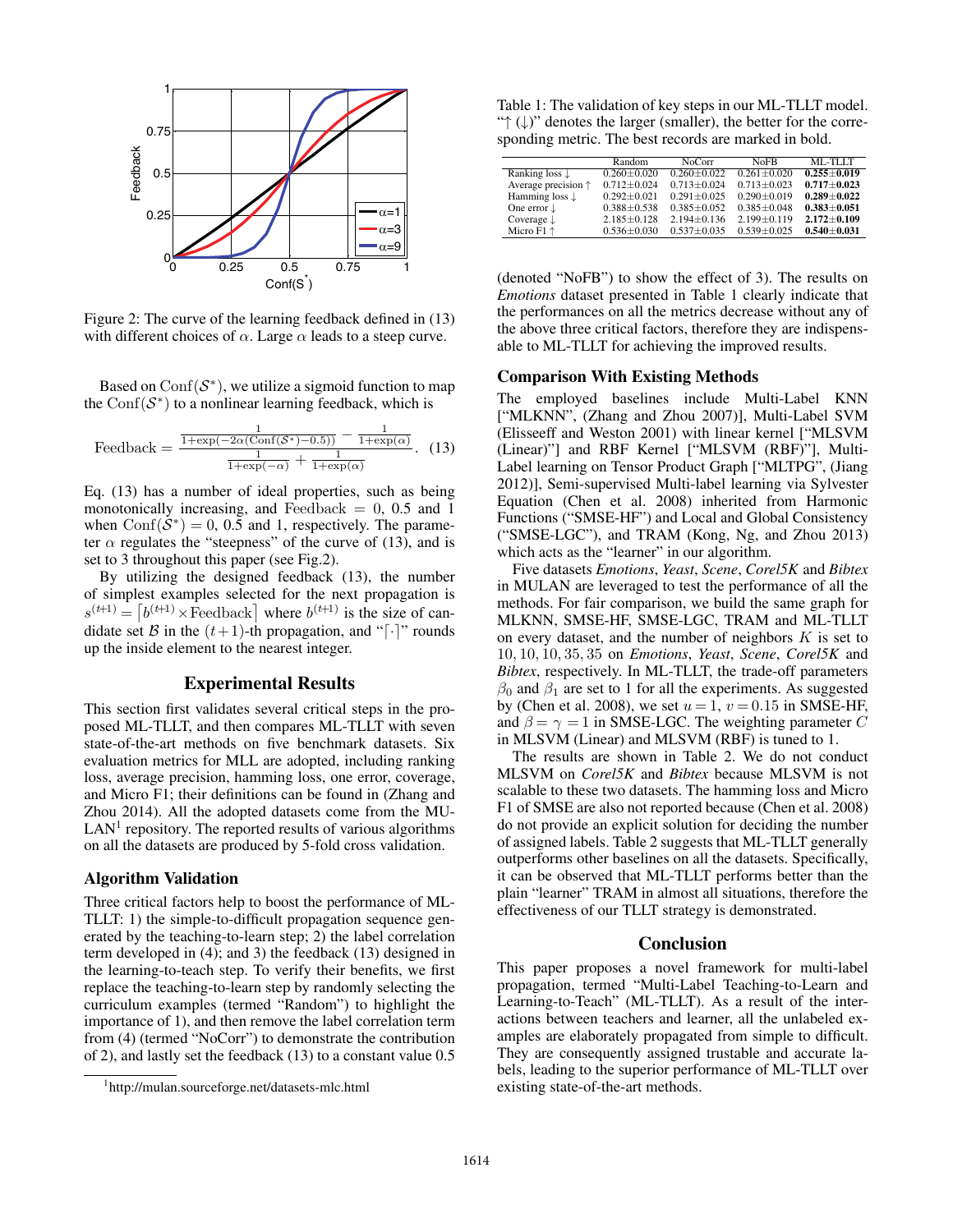Figure 2: The curve of the learning feedback defined in (13) with different choices of $\alpha$. Large $\alpha$ leads to a steep curve.

Based on $\mathrm{Conf}(\mathcal{S}^*)$, we utilize a sigmoid function to map the $\mathrm{Conf}(\mathcal{S}^*)$ to a nonlinear learning feedback, which is

$$\mathrm{Feedback} = \frac{\frac{1}{1+\exp(-2\alpha(\mathrm{Conf}(\mathcal{S}^*)-0.5))} - \frac{1}{1+\exp(\alpha)}}{\frac{1}{1+\exp(-\alpha)} + \frac{1}{1+\exp(\alpha)}}. \quad (13)$$

Eq. (13) has a number of ideal properties, such as being monotonically increasing, and $\mathrm{Feedback} = 0,\ 0.5$ and $1$ when $\mathrm{Conf}(\mathcal{S}^*) = 0,\ 0.5$ and $1$, respectively. The parameter $\alpha$ regulates the "steepness" of the curve of (13), and is set to 3 throughout this paper (see Fig.2).

By utilizing the designed feedback (13), the number of simplest examples selected for the next propagation is $s^{(t+1)} = \lceil b^{(t+1)} \times \mathrm{Feedback} \rceil$ where $b^{(t+1)}$ is the size of candidate set $\mathcal{B}$ in the $(t+1)$-th propagation, and "$\lceil \cdot \rceil$" rounds up the inside element to the nearest integer.

## Experimental Results

This section first validates several critical steps in the proposed ML-TLLT, and then compares ML-TLLT with seven state-of-the-art methods on five benchmark datasets. Six evaluation metrics for MLL are adopted, including ranking loss, average precision, hamming loss, one error, coverage, and Micro F1; their definitions can be found in (Zhang and Zhou 2014). All the adopted datasets come from the MULAN[1] repository. The reported results of various algorithms on all the datasets are produced by 5-fold cross validation.

### Algorithm Validation

Three critical factors help to boost the performance of ML-TLLT: 1) the simple-to-difficult propagation sequence generated by the teaching-to-learn step; 2) the label correlation term developed in (4); and 3) the feedback (13) designed in the learning-to-teach step. To verify their benefits, we first replace the teaching-to-learn step by randomly selecting the curriculum examples (termed "Random") to highlight the importance of 1), and then remove the label correlation term from (4) (termed "NoCorr") to demonstrate the contribution of 2), and lastly set the feedback (13) to a constant value 0.5 (denoted "NoFB") to show the effect of 3). The results on *Emotions* dataset presented in Table 1 clearly indicate that the performances on all the metrics decrease without any of the above three critical factors, therefore they are indispensable to ML-TLLT for achieving the improved results.

[1] http://mulan.sourceforge.net/datasets-mlc.html

Table 1: The validation of key steps in our ML-TLLT model. "↑ (↓)" denotes the larger (smaller), the better for the corresponding metric. The best records are marked in bold.

| | Random | NoCorr | NoFB | ML-TLLT |
|---|---|---|---|---|
| Ranking loss ↓ | 0.260±0.020 | 0.260±0.022 | 0.261±0.020 | **0.255±0.019** |
| Average precision ↑ | 0.712±0.024 | 0.713±0.024 | 0.713±0.023 | **0.717±0.023** |
| Hamming loss ↓ | 0.292±0.021 | 0.291±0.025 | 0.290±0.019 | **0.289±0.022** |
| One error ↓ | 0.388±0.538 | 0.385±0.052 | 0.385±0.048 | **0.383±0.051** |
| Coverage ↓ | 2.185±0.128 | 2.194±0.136 | 2.199±0.119 | **2.172±0.109** |
| Micro F1 ↑ | 0.536±0.030 | 0.537±0.035 | 0.539±0.025 | **0.540±0.031** |

### Comparison With Existing Methods

The employed baselines include Multi-Label KNN ["MLKNN", (Zhang and Zhou 2007)], Multi-Label SVM (Elisseeff and Weston 2001) with linear kernel ["MLSVM (Linear)"] and RBF Kernel ["MLSVM (RBF)"], Multi-Label Learning on Tensor Product Graph ["MLTPG", (Jiang 2012)], Semi-supervised Multi-label learning via Sylvester Equation (Chen et al. 2008) inherited from Harmonic Functions ("SMSE-HF") and Local and Global Consistency ("SMSE-LGC"), and TRAM (Kong, Ng, and Zhou 2013) which acts as the "learner" in our algorithm.

Five datasets *Emotions*, *Yeast*, *Scene*, *Corel5K* and *Bibtex* in MULAN are leveraged to test the performance of all the methods. For fair comparison, we build the same graph for MLKNN, SMSE-HF, SMSE-LGC, TRAM and ML-TLLT on every dataset, and the number of neighbors $K$ is set to $10, 10, 10, 35, 35$ on *Emotions*, *Yeast*, *Scene*, *Corel5K* and *Bibtex*, respectively. In ML-TLLT, the trade-off parameters $\beta_0$ and $\beta_1$ are set to 1 for all the experiments. As suggested by (Chen et al. 2008), we set $u = 1$, $v = 0.15$ in SMSE-HF, and $\beta = \gamma = 1$ in SMSE-LGC. The weighting parameter $C$ in MLSVM (Linear) and MLSVM (RBF) is tuned to 1.

The results are shown in Table 2. We do not conduct MLSVM on *Corel5K* and *Bibtex* because MLSVM is not scalable to these two datasets. The hamming loss and Micro F1 of SMSE are also not reported because (Chen et al. 2008) do not provide an explicit solution for deciding the number of assigned labels. Table 2 suggests that ML-TLLT generally outperforms other baselines on all the datasets. Specifically, it can be observed that ML-TLLT performs better than the plain "learner" TRAM in almost all situations, therefore the effectiveness of our TLLT strategy is demonstrated.

## Conclusion

This paper proposes a novel framework for multi-label propagation, termed "Multi-Label Teaching-to-Learn and Learning-to-Teach" (ML-TLLT). As a result of the interactions between teachers and learner, all the unlabeled examples are elaborately propagated from simple to difficult. They are consequently assigned trustable and accurate labels, leading to the superior performance of ML-TLLT over existing state-of-the-art methods.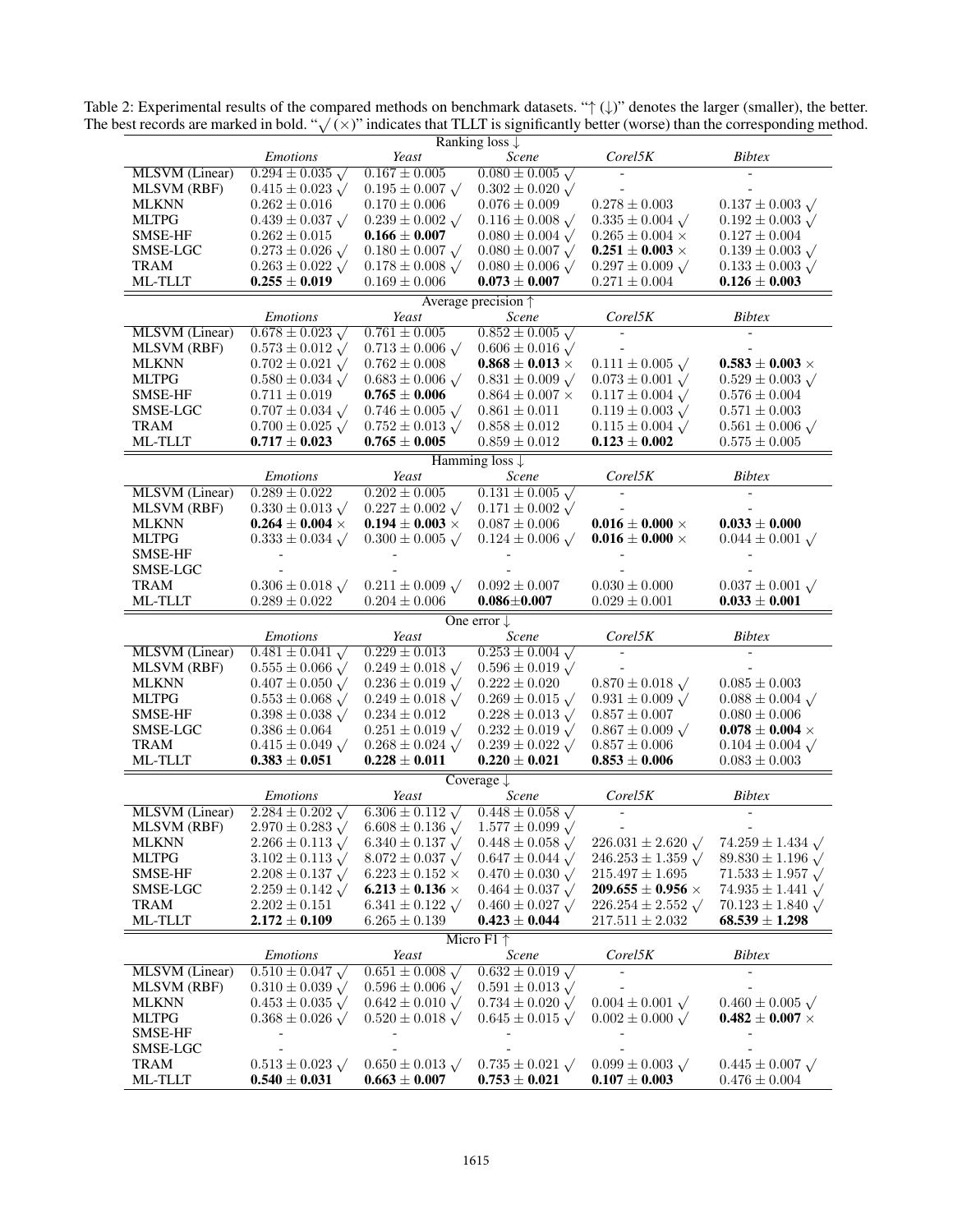Table 2: Experimental results of the compared methods on benchmark datasets. "↑ (↓)" denotes the larger (smaller), the better. The best records are marked in bold. "$\surd$ ($\times$)" indicates that TLLT is significantly better (worse) than the corresponding method.

| Ranking loss ↓ | *Emotions* | *Yeast* | *Scene* | *Corel5K* | *Bibtex* |
|---|---|---|---|---|---|
| MLSVM (Linear) | $0.294 \pm 0.035$ $\surd$ | $0.167 \pm 0.005$ | $0.080 \pm 0.005$ $\surd$ | - | - |
| MLSVM (RBF) | $0.415 \pm 0.023$ $\surd$ | $0.195 \pm 0.007$ $\surd$ | $0.302 \pm 0.020$ $\surd$ | - | - |
| MLKNN | $0.262 \pm 0.016$ | $0.170 \pm 0.006$ | $0.076 \pm 0.009$ | $0.278 \pm 0.003$ | $0.137 \pm 0.003$ $\surd$ |
| MLTPG | $0.439 \pm 0.037$ $\surd$ | $0.239 \pm 0.002$ $\surd$ | $0.116 \pm 0.008$ $\surd$ | $0.335 \pm 0.004$ $\surd$ | $0.192 \pm 0.003$ $\surd$ |
| SMSE-HF | $0.262 \pm 0.015$ | $\mathbf{0.166 \pm 0.007}$ | $0.080 \pm 0.004$ $\surd$ | $0.265 \pm 0.004$ $\times$ | $0.127 \pm 0.004$ |
| SMSE-LGC | $0.273 \pm 0.026$ $\surd$ | $0.180 \pm 0.007$ $\surd$ | $0.080 \pm 0.007$ $\surd$ | $\mathbf{0.251 \pm 0.003}$ $\times$ | $0.139 \pm 0.003$ $\surd$ |
| TRAM | $0.263 \pm 0.022$ $\surd$ | $0.178 \pm 0.008$ $\surd$ | $0.080 \pm 0.006$ $\surd$ | $0.297 \pm 0.009$ $\surd$ | $0.133 \pm 0.003$ $\surd$ |
| ML-TLLT | $\mathbf{0.255 \pm 0.019}$ | $0.169 \pm 0.006$ | $\mathbf{0.073 \pm 0.007}$ | $0.271 \pm 0.004$ | $\mathbf{0.126 \pm 0.003}$ |

| Average precision ↑ | *Emotions* | *Yeast* | *Scene* | *Corel5K* | *Bibtex* |
|---|---|---|---|---|---|
| MLSVM (Linear) | $0.678 \pm 0.023$ $\surd$ | $0.761 \pm 0.005$ | $0.852 \pm 0.005$ $\surd$ | - | - |
| MLSVM (RBF) | $0.573 \pm 0.012$ $\surd$ | $0.713 \pm 0.006$ $\surd$ | $0.606 \pm 0.016$ $\surd$ | - | - |
| MLKNN | $0.702 \pm 0.021$ $\surd$ | $0.762 \pm 0.008$ | $\mathbf{0.868 \pm 0.013}$ $\times$ | $0.111 \pm 0.005$ $\surd$ | $\mathbf{0.583 \pm 0.003}$ $\times$ |
| MLTPG | $0.580 \pm 0.034$ $\surd$ | $0.683 \pm 0.006$ $\surd$ | $0.831 \pm 0.009$ $\surd$ | $0.073 \pm 0.001$ $\surd$ | $0.529 \pm 0.003$ $\surd$ |
| SMSE-HF | $0.711 \pm 0.019$ | $\mathbf{0.765 \pm 0.006}$ | $0.864 \pm 0.007$ $\times$ | $0.117 \pm 0.004$ $\surd$ | $0.576 \pm 0.004$ |
| SMSE-LGC | $0.707 \pm 0.034$ $\surd$ | $0.746 \pm 0.005$ $\surd$ | $0.861 \pm 0.011$ | $0.119 \pm 0.003$ $\surd$ | $0.571 \pm 0.003$ |
| TRAM | $0.700 \pm 0.025$ $\surd$ | $0.752 \pm 0.013$ $\surd$ | $0.858 \pm 0.012$ | $0.115 \pm 0.004$ $\surd$ | $0.561 \pm 0.006$ $\surd$ |
| ML-TLLT | $\mathbf{0.717 \pm 0.023}$ | $\mathbf{0.765 \pm 0.005}$ | $0.859 \pm 0.012$ | $\mathbf{0.123 \pm 0.002}$ | $0.575 \pm 0.005$ |

| Hamming loss ↓ | *Emotions* | *Yeast* | *Scene* | *Corel5K* | *Bibtex* |
|---|---|---|---|---|---|
| MLSVM (Linear) | $0.289 \pm 0.022$ | $0.202 \pm 0.005$ | $0.131 \pm 0.005$ $\surd$ | - | - |
| MLSVM (RBF) | $0.330 \pm 0.013$ $\surd$ | $0.227 \pm 0.002$ $\surd$ | $0.171 \pm 0.002$ $\surd$ | - | - |
| MLKNN | $\mathbf{0.264 \pm 0.004}$ $\times$ | $\mathbf{0.194 \pm 0.003}$ $\times$ | $0.087 \pm 0.006$ | $\mathbf{0.016 \pm 0.000}$ $\times$ | $\mathbf{0.033 \pm 0.000}$ |
| MLTPG | $0.333 \pm 0.034$ $\surd$ | $0.300 \pm 0.005$ $\surd$ | $0.124 \pm 0.006$ $\surd$ | $\mathbf{0.016 \pm 0.000}$ $\times$ | $0.044 \pm 0.001$ $\surd$ |
| SMSE-HF | - | - | - | - | - |
| SMSE-LGC | - | - | - | - | - |
| TRAM | $0.306 \pm 0.018$ $\surd$ | $0.211 \pm 0.009$ $\surd$ | $0.092 \pm 0.007$ | $0.030 \pm 0.000$ | $0.037 \pm 0.001$ $\surd$ |
| ML-TLLT | $0.289 \pm 0.022$ | $0.204 \pm 0.006$ | $\mathbf{0.086 \pm 0.007}$ | $0.029 \pm 0.001$ | $\mathbf{0.033 \pm 0.001}$ |

| One error ↓ | *Emotions* | *Yeast* | *Scene* | *Corel5K* | *Bibtex* |
|---|---|---|---|---|---|
| MLSVM (Linear) | $0.481 \pm 0.041$ $\surd$ | $0.229 \pm 0.013$ | $0.253 \pm 0.004$ $\surd$ | - | - |
| MLSVM (RBF) | $0.555 \pm 0.066$ $\surd$ | $0.249 \pm 0.018$ $\surd$ | $0.596 \pm 0.019$ $\surd$ | - | - |
| MLKNN | $0.407 \pm 0.050$ $\surd$ | $0.236 \pm 0.019$ $\surd$ | $0.222 \pm 0.020$ | $0.870 \pm 0.018$ $\surd$ | $0.085 \pm 0.003$ |
| MLTPG | $0.553 \pm 0.068$ $\surd$ | $0.249 \pm 0.018$ $\surd$ | $0.269 \pm 0.015$ $\surd$ | $0.931 \pm 0.009$ $\surd$ | $0.088 \pm 0.004$ $\surd$ |
| SMSE-HF | $0.398 \pm 0.038$ $\surd$ | $0.234 \pm 0.012$ | $0.228 \pm 0.013$ $\surd$ | $0.857 \pm 0.007$ | $0.080 \pm 0.006$ |
| SMSE-LGC | $0.386 \pm 0.064$ | $0.251 \pm 0.019$ $\surd$ | $0.232 \pm 0.019$ $\surd$ | $0.867 \pm 0.009$ $\surd$ | $\mathbf{0.078 \pm 0.004}$ $\times$ |
| TRAM | $0.415 \pm 0.049$ $\surd$ | $0.268 \pm 0.024$ $\surd$ | $0.239 \pm 0.022$ $\surd$ | $0.857 \pm 0.006$ | $0.104 \pm 0.004$ $\surd$ |
| ML-TLLT | $\mathbf{0.383 \pm 0.051}$ | $\mathbf{0.228 \pm 0.011}$ | $\mathbf{0.220 \pm 0.021}$ | $\mathbf{0.853 \pm 0.006}$ | $0.083 \pm 0.003$ |

| Coverage ↓ | *Emotions* | *Yeast* | *Scene* | *Corel5K* | *Bibtex* |
|---|---|---|---|---|---|
| MLSVM (Linear) | $2.284 \pm 0.202$ $\surd$ | $6.306 \pm 0.112$ $\surd$ | $0.448 \pm 0.058$ $\surd$ | - | - |
| MLSVM (RBF) | $2.970 \pm 0.283$ $\surd$ | $6.608 \pm 0.136$ $\surd$ | $1.577 \pm 0.099$ $\surd$ | - | - |
| MLKNN | $2.266 \pm 0.113$ $\surd$ | $6.340 \pm 0.137$ $\surd$ | $0.448 \pm 0.058$ $\surd$ | $226.031 \pm 2.620$ $\surd$ | $74.259 \pm 1.434$ $\surd$ |
| MLTPG | $3.102 \pm 0.113$ $\surd$ | $8.072 \pm 0.037$ $\surd$ | $0.647 \pm 0.044$ $\surd$ | $246.253 \pm 1.359$ $\surd$ | $89.830 \pm 1.196$ $\surd$ |
| SMSE-HF | $2.208 \pm 0.137$ $\surd$ | $6.223 \pm 0.152$ $\times$ | $0.470 \pm 0.030$ $\surd$ | $215.497 \pm 1.695$ | $71.533 \pm 1.957$ $\surd$ |
| SMSE-LGC | $2.259 \pm 0.142$ $\surd$ | $\mathbf{6.213 \pm 0.136}$ $\times$ | $0.464 \pm 0.037$ $\surd$ | $\mathbf{209.655 \pm 0.956}$ $\times$ | $74.935 \pm 1.441$ $\surd$ |
| TRAM | $2.202 \pm 0.151$ | $6.341 \pm 0.122$ $\surd$ | $0.460 \pm 0.027$ $\surd$ | $226.254 \pm 2.552$ $\surd$ | $70.123 \pm 1.840$ $\surd$ |
| ML-TLLT | $\mathbf{2.172 \pm 0.109}$ | $6.265 \pm 0.139$ | $\mathbf{0.423 \pm 0.044}$ | $217.511 \pm 2.032$ | $\mathbf{68.539 \pm 1.298}$ |

| Micro F1 ↑ | *Emotions* | *Yeast* | *Scene* | *Corel5K* | *Bibtex* |
|---|---|---|---|---|---|
| MLSVM (Linear) | $0.510 \pm 0.047$ $\surd$ | $0.651 \pm 0.008$ $\surd$ | $0.632 \pm 0.019$ $\surd$ | - | - |
| MLSVM (RBF) | $0.310 \pm 0.039$ $\surd$ | $0.596 \pm 0.006$ $\surd$ | $0.591 \pm 0.013$ $\surd$ | - | - |
| MLKNN | $0.453 \pm 0.035$ $\surd$ | $0.642 \pm 0.010$ $\surd$ | $0.734 \pm 0.020$ $\surd$ | $0.004 \pm 0.001$ $\surd$ | $0.460 \pm 0.005$ $\surd$ |
| MLTPG | $0.368 \pm 0.026$ $\surd$ | $0.520 \pm 0.018$ $\surd$ | $0.645 \pm 0.015$ $\surd$ | $0.002 \pm 0.000$ $\surd$ | $\mathbf{0.482 \pm 0.007}$ $\times$ |
| SMSE-HF | - | - | - | - | - |
| SMSE-LGC | - | - | - | - | - |
| TRAM | $0.513 \pm 0.023$ $\surd$ | $0.650 \pm 0.013$ $\surd$ | $0.735 \pm 0.021$ $\surd$ | $0.099 \pm 0.003$ $\surd$ | $0.445 \pm 0.007$ $\surd$ |
| ML-TLLT | $\mathbf{0.540 \pm 0.031}$ | $\mathbf{0.663 \pm 0.007}$ | $\mathbf{0.753 \pm 0.021}$ | $\mathbf{0.107 \pm 0.003}$ | $0.476 \pm 0.004$ |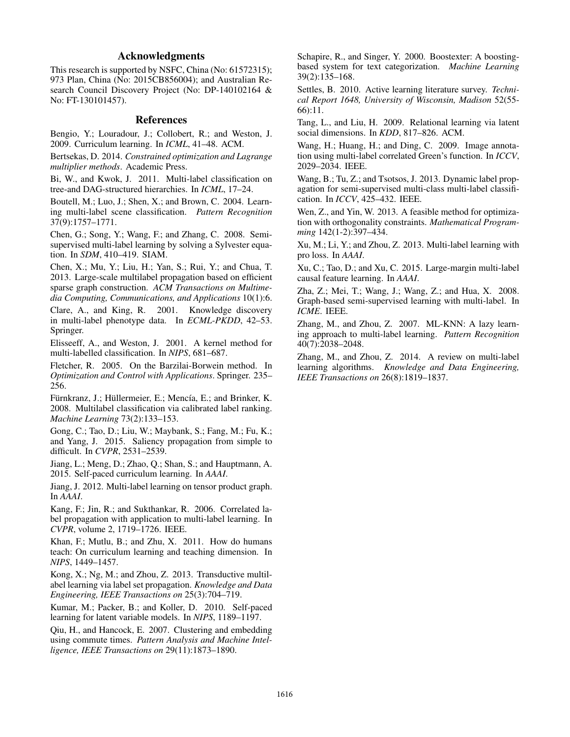## Acknowledgments

This research is supported by NSFC, China (No: 61572315); 973 Plan, China (No: 2015CB856004); and Australian Research Council Discovery Project (No: DP-140102164 & No: FT-130101457).

## References

Bengio, Y.; Louradour, J.; Collobert, R.; and Weston, J. 2009. Curriculum learning. In *ICML*, 41–48. ACM.

Bertsekas, D. 2014. *Constrained optimization and Lagrange multiplier methods*. Academic Press.

Bi, W., and Kwok, J. 2011. Multi-label classification on tree-and DAG-structured hierarchies. In *ICML*, 17–24.

Boutell, M.; Luo, J.; Shen, X.; and Brown, C. 2004. Learning multi-label scene classification. *Pattern Recognition* 37(9):1757–1771.

Chen, G.; Song, Y.; Wang, F.; and Zhang, C. 2008. Semi-supervised multi-label learning by solving a Sylvester equation. In *SDM*, 410–419. SIAM.

Chen, X.; Mu, Y.; Liu, H.; Yan, S.; Rui, Y.; and Chua, T. 2013. Large-scale multilabel propagation based on efficient sparse graph construction. *ACM Transactions on Multimedia Computing, Communications, and Applications* 10(1):6.

Clare, A., and King, R. 2001. Knowledge discovery in multi-label phenotype data. In *ECML-PKDD*, 42–53. Springer.

Elisseeff, A., and Weston, J. 2001. A kernel method for multi-labelled classification. In *NIPS*, 681–687.

Fletcher, R. 2005. On the Barzilai-Borwein method. In *Optimization and Control with Applications*. Springer. 235–256.

Fürnkranz, J.; Hüllermeier, E.; Mencía, E.; and Brinker, K. 2008. Multilabel classification via calibrated label ranking. *Machine Learning* 73(2):133–153.

Gong, C.; Tao, D.; Liu, W.; Maybank, S.; Fang, M.; Fu, K.; and Yang, J. 2015. Saliency propagation from simple to difficult. In *CVPR*, 2531–2539.

Jiang, L.; Meng, D.; Zhao, Q.; Shan, S.; and Hauptmann, A. 2015. Self-paced curriculum learning. In *AAAI*.

Jiang, J. 2012. Multi-label learning on tensor product graph. In *AAAI*.

Kang, F.; Jin, R.; and Sukthankar, R. 2006. Correlated label propagation with application to multi-label learning. In *CVPR*, volume 2, 1719–1726. IEEE.

Khan, F.; Mutlu, B.; and Zhu, X. 2011. How do humans teach: On curriculum learning and teaching dimension. In *NIPS*, 1449–1457.

Kong, X.; Ng, M.; and Zhou, Z. 2013. Transductive multilabel learning via label set propagation. *Knowledge and Data Engineering, IEEE Transactions on* 25(3):704–719.

Kumar, M.; Packer, B.; and Koller, D. 2010. Self-paced learning for latent variable models. In *NIPS*, 1189–1197.

Qiu, H., and Hancock, E. 2007. Clustering and embedding using commute times. *Pattern Analysis and Machine Intelligence, IEEE Transactions on* 29(11):1873–1890.

Schapire, R., and Singer, Y. 2000. Boostexter: A boosting-based system for text categorization. *Machine Learning* 39(2):135–168.

Settles, B. 2010. Active learning literature survey. *Technical Report 1648, University of Wisconsin, Madison* 52(55-66):11.

Tang, L., and Liu, H. 2009. Relational learning via latent social dimensions. In *KDD*, 817–826. ACM.

Wang, H.; Huang, H.; and Ding, C. 2009. Image annotation using multi-label correlated Green's function. In *ICCV*, 2029–2034. IEEE.

Wang, B.; Tu, Z.; and Tsotsos, J. 2013. Dynamic label propagation for semi-supervised multi-class multi-label classification. In *ICCV*, 425–432. IEEE.

Wen, Z., and Yin, W. 2013. A feasible method for optimization with orthogonality constraints. *Mathematical Programming* 142(1-2):397–434.

Xu, M.; Li, Y.; and Zhou, Z. 2013. Multi-label learning with pro loss. In *AAAI*.

Xu, C.; Tao, D.; and Xu, C. 2015. Large-margin multi-label causal feature learning. In *AAAI*.

Zha, Z.; Mei, T.; Wang, J.; Wang, Z.; and Hua, X. 2008. Graph-based semi-supervised learning with multi-label. In *ICME*. IEEE.

Zhang, M., and Zhou, Z. 2007. ML-KNN: A lazy learning approach to multi-label learning. *Pattern Recognition* 40(7):2038–2048.

Zhang, M., and Zhou, Z. 2014. A review on multi-label learning algorithms. *Knowledge and Data Engineering, IEEE Transactions on* 26(8):1819–1837.